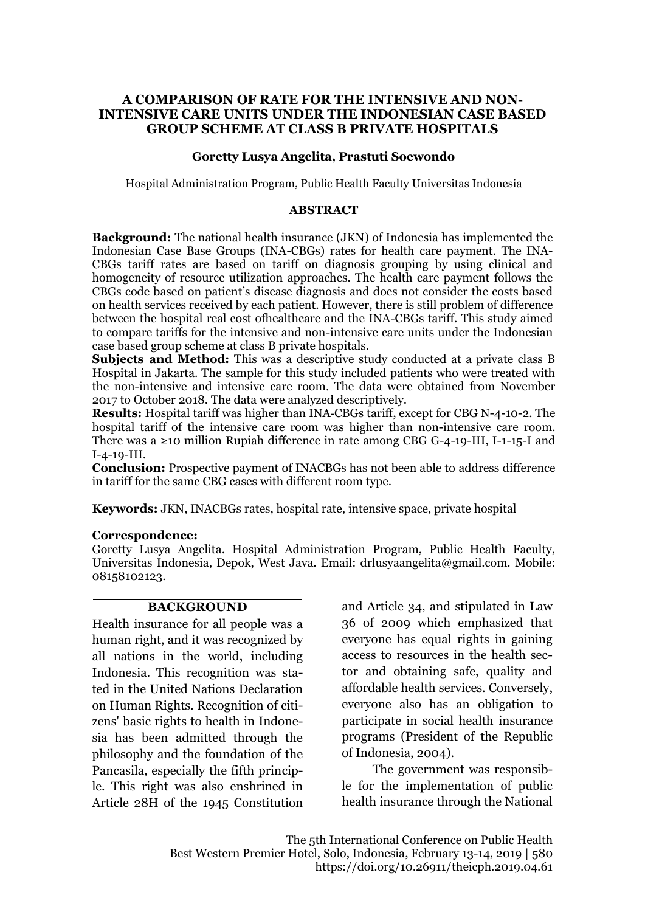# A COMPARISON OF RATE FOR THE INTENSIVE AND NON-INTENSIVE CARE UNITS UNDER THE INDONESIAN CASE BASED GROUP SCHEME AT CLASS B PRIVATE HOSPITALS

**Goretty Lusya Angelita, Prastuti Soewondo**

Hospital Administration Program, Public Health Faculty Universitas Indonesia

## ABSTRACT

**Background:** The national health insurance (JKN) of Indonesia has implemented the Indonesian Case Base Groups (INA-CBGs) rates for health care payment. The INA-CBGs tariff rates are based on tariff on diagnosis grouping by using clinical and homogeneity of resource utilization approaches. The health care payment follows the CBGs code based on patient's disease diagnosis and does not consider the costs based on health services received by each patient. However, there is still problem of difference between the hospital real cost ofhealthcare and the INA-CBGs tariff. This study aimed to compare tariffs for the intensive and non-intensive care units under the Indonesian case based group scheme at class B private hospitals.

**Subjects and Method:** This was a descriptive study conducted at a private class B Hospital in Jakarta. The sample for this study included patients who were treated with the non-intensive and intensive care room. The data were obtained from November 2017 to October 2018. The data were analyzed descriptively.

**Results:** Hospital tariff was higher than INA-CBGs tariff, except for CBG N-4-10-2. The hospital tariff of the intensive care room was higher than non-intensive care room. There was a ≥10 million Rupiah difference in rate among CBG G-4-19-III, I-1-15-I and I-4-19-III.

**Conclusion:** Prospective payment of INACBGs has not been able to address difference in tariff for the same CBG cases with different room type.

**Keywords:** JKN, INACBGs rates, hospital rate, intensive space, private hospital

**Correspondence:**
Goretty Lusya Angelita. Hospital Administration Program, Public Health Faculty, Universitas Indonesia, Depok, West Java. Email: drlusyaangelita@gmail.com. Mobile: 08158102123.

## BACKGROUND

Health insurance for all people was a human right, and it was recognized by all nations in the world, including Indonesia. This recognition was stated in the United Nations Declaration on Human Rights. Recognition of citizens' basic rights to health in Indonesia has been admitted through the philosophy and the foundation of the Pancasila, especially the fifth principle. This right was also enshrined in Article 28H of the 1945 Constitution and Article 34, and stipulated in Law 36 of 2009 which emphasized that everyone has equal rights in gaining access to resources in the health sector and obtaining safe, quality and affordable health services. Conversely, everyone also has an obligation to participate in social health insurance programs (President of the Republic of Indonesia, 2004).

The government was responsible for the implementation of public health insurance through the National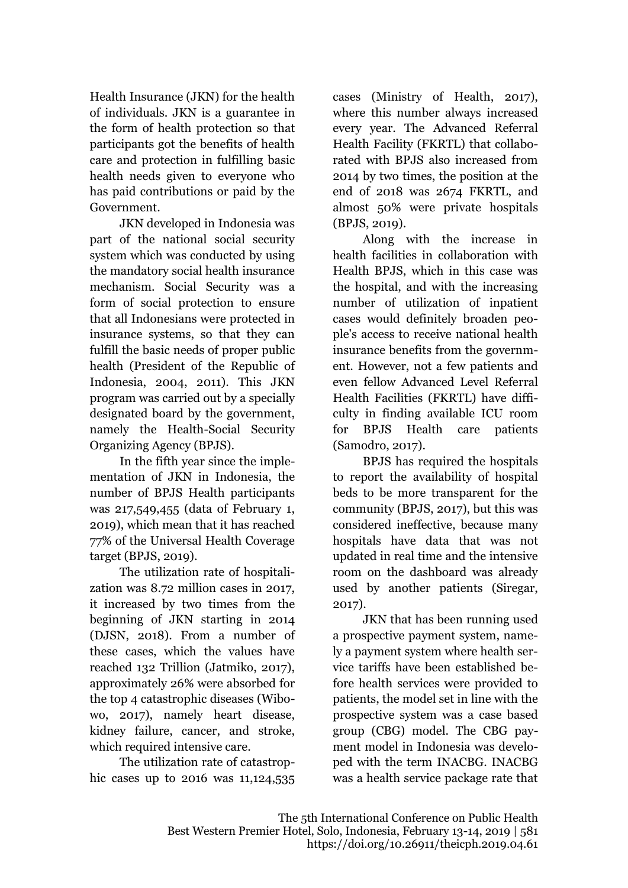Health Insurance (JKN) for the health of individuals. JKN is a guarantee in the form of health protection so that participants got the benefits of health care and protection in fulfilling basic health needs given to everyone who has paid contributions or paid by the Government.

JKN developed in Indonesia was part of the national social security system which was conducted by using the mandatory social health insurance mechanism. Social Security was a form of social protection to ensure that all Indonesians were protected in insurance systems, so that they can fulfill the basic needs of proper public health (President of the Republic of Indonesia, 2004, 2011). This JKN program was carried out by a specially designated board by the government, namely the Health-Social Security Organizing Agency (BPJS).

In the fifth year since the implementation of JKN in Indonesia, the number of BPJS Health participants was 217,549,455 (data of February 1, 2019), which mean that it has reached 77% of the Universal Health Coverage target (BPJS, 2019).

The utilization rate of hospitalization was 8.72 million cases in 2017, it increased by two times from the beginning of JKN starting in 2014 (DJSN, 2018). From a number of these cases, which the values have reached 132 Trillion (Jatmiko, 2017), approximately 26% were absorbed for the top 4 catastrophic diseases (Wibowo, 2017), namely heart disease, kidney failure, cancer, and stroke, which required intensive care.

The utilization rate of catastrophic cases up to 2016 was 11,124,535 cases (Ministry of Health, 2017), where this number always increased every year. The Advanced Referral Health Facility (FKRTL) that collaborated with BPJS also increased from 2014 by two times, the position at the end of 2018 was 2674 FKRTL, and almost 50% were private hospitals (BPJS, 2019).

Along with the increase in health facilities in collaboration with Health BPJS, which in this case was the hospital, and with the increasing number of utilization of inpatient cases would definitely broaden people's access to receive national health insurance benefits from the government. However, not a few patients and even fellow Advanced Level Referral Health Facilities (FKRTL) have difficulty in finding available ICU room for BPJS Health care patients (Samodro, 2017).

BPJS has required the hospitals to report the availability of hospital beds to be more transparent for the community (BPJS, 2017), but this was considered ineffective, because many hospitals have data that was not updated in real time and the intensive room on the dashboard was already used by another patients (Siregar, 2017).

JKN that has been running used a prospective payment system, namely a payment system where health service tariffs have been established before health services were provided to patients, the model set in line with the prospective system was a case based group (CBG) model. The CBG payment model in Indonesia was developed with the term INACBG. INACBG was a health service package rate that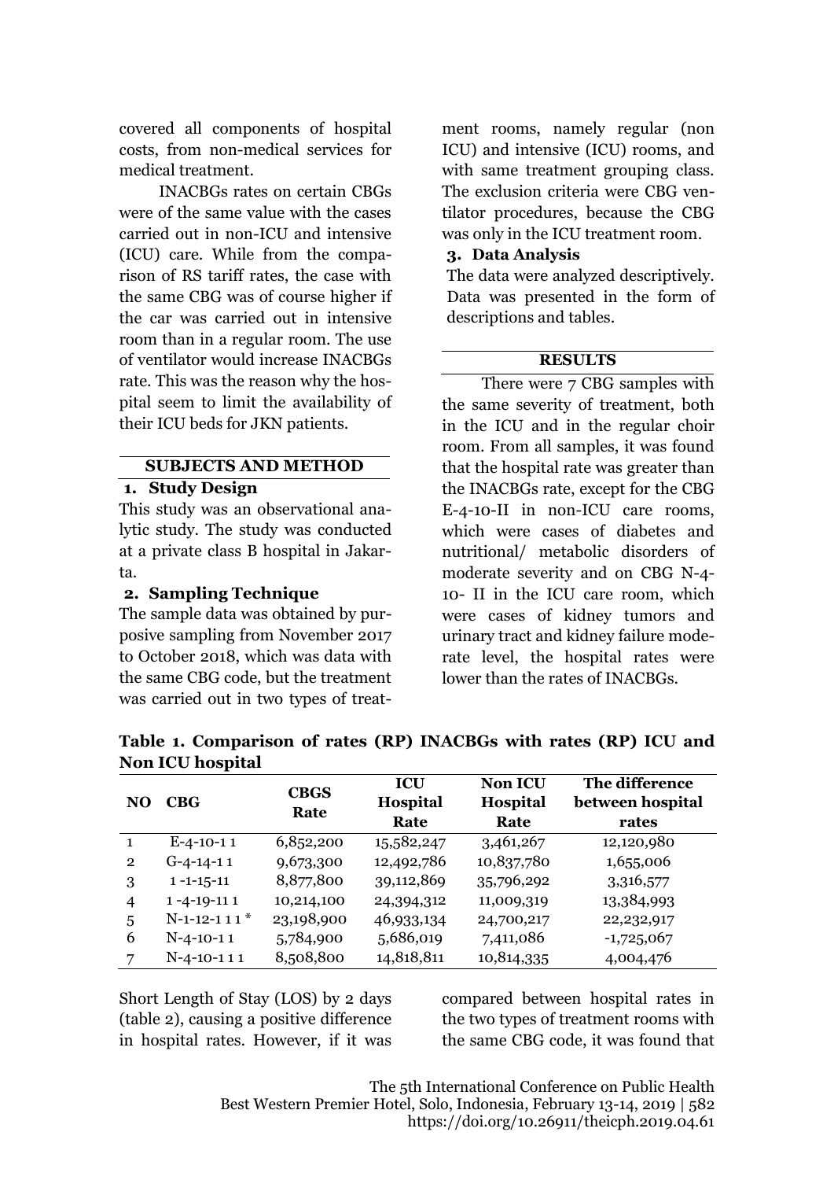covered all components of hospital costs, from non-medical services for medical treatment.

INACBGs rates on certain CBGs were of the same value with the cases carried out in non-ICU and intensive (ICU) care. While from the comparison of RS tariff rates, the case with the same CBG was of course higher if the car was carried out in intensive room than in a regular room. The use of ventilator would increase INACBGs rate. This was the reason why the hospital seem to limit the availability of their ICU beds for JKN patients.

## SUBJECTS AND METHOD

### 1. Study Design

This study was an observational analytic study. The study was conducted at a private class B hospital in Jakarta.

### 2. Sampling Technique

The sample data was obtained by purposive sampling from November 2017 to October 2018, which was data with the same CBG code, but the treatment was carried out in two types of treatment rooms, namely regular (non ICU) and intensive (ICU) rooms, and with same treatment grouping class. The exclusion criteria were CBG ventilator procedures, because the CBG was only in the ICU treatment room.

### 3. Data Analysis

The data were analyzed descriptively. Data was presented in the form of descriptions and tables.

## RESULTS

There were 7 CBG samples with the same severity of treatment, both in the ICU and in the regular choir room. From all samples, it was found that the hospital rate was greater than the INACBGs rate, except for the CBG E-4-10-II in non-ICU care rooms, which were cases of diabetes and nutritional/ metabolic disorders of moderate severity and on CBG N-4-10- II in the ICU care room, which were cases of kidney tumors and urinary tract and kidney failure moderate level, the hospital rates were lower than the rates of INACBGs.

**Table 1. Comparison of rates (RP) INACBGs with rates (RP) ICU and Non ICU hospital**

| NO | CBG | CBGS Rate | ICU Hospital Rate | Non ICU Hospital Rate | The difference between hospital rates |
|---|---|---|---|---|---|
| 1 | E-4-10-1 1 | 6,852,200 | 15,582,247 | 3,461,267 | 12,120,980 |
| 2 | G-4-14-1 1 | 9,673,300 | 12,492,786 | 10,837,780 | 1,655,006 |
| 3 | 1 -1-15-11 | 8,877,800 | 39,112,869 | 35,796,292 | 3,316,577 |
| 4 | 1 -4-19-11 1 | 10,214,100 | 24,394,312 | 11,009,319 | 13,384,993 |
| 5 | N-1-12-1 1 1 * | 23,198,900 | 46,933,134 | 24,700,217 | 22,232,917 |
| 6 | N-4-10-1 1 | 5,784,900 | 5,686,019 | 7,411,086 | -1,725,067 |
| 7 | N-4-10-1 1 1 | 8,508,800 | 14,818,811 | 10,814,335 | 4,004,476 |

Short Length of Stay (LOS) by 2 days (table 2), causing a positive difference in hospital rates. However, if it was compared between hospital rates in the two types of treatment rooms with the same CBG code, it was found that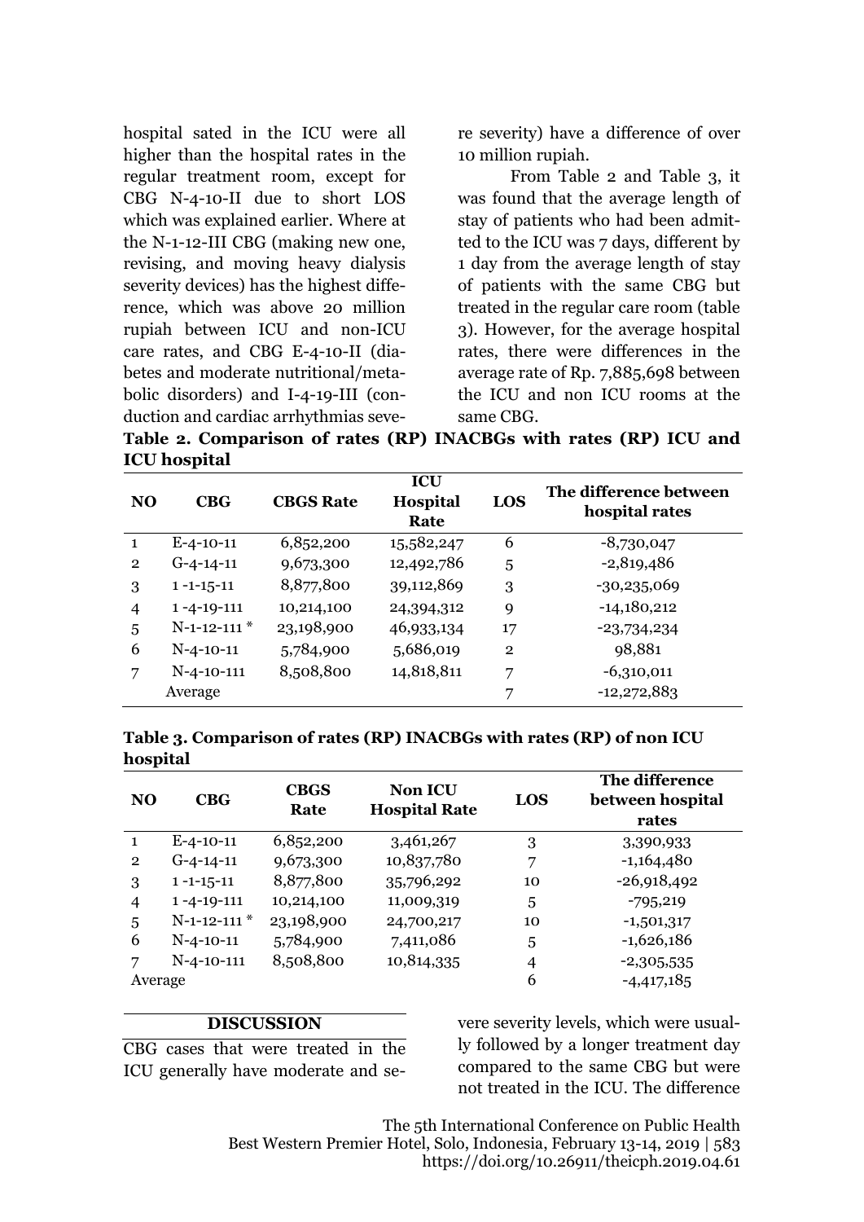hospital sated in the ICU were all higher than the hospital rates in the regular treatment room, except for CBG N-4-10-II due to short LOS which was explained earlier. Where at the N-1-12-III CBG (making new one, revising, and moving heavy dialysis severity devices) has the highest difference, which was above 20 million rupiah between ICU and non-ICU care rates, and CBG E-4-10-II (diabetes and moderate nutritional/metabolic disorders) and I-4-19-III (conduction and cardiac arrhythmias severe severity) have a difference of over 10 million rupiah.

From Table 2 and Table 3, it was found that the average length of stay of patients who had been admitted to the ICU was 7 days, different by 1 day from the average length of stay of patients with the same CBG but treated in the regular care room (table 3). However, for the average hospital rates, there were differences in the average rate of Rp. 7,885,698 between the ICU and non ICU rooms at the same CBG.

**Table 2. Comparison of rates (RP) INACBGs with rates (RP) ICU and ICU hospital**

| NO | CBG | CBGS Rate | ICU Hospital Rate | LOS | The difference between hospital rates |
|---|---|---|---|---|---|
| 1 | E-4-10-11 | 6,852,200 | 15,582,247 | 6 | -8,730,047 |
| 2 | G-4-14-11 | 9,673,300 | 12,492,786 | 5 | -2,819,486 |
| 3 | 1 -1-15-11 | 8,877,800 | 39,112,869 | 3 | -30,235,069 |
| 4 | 1 -4-19-111 | 10,214,100 | 24,394,312 | 9 | -14,180,212 |
| 5 | N-1-12-111 * | 23,198,900 | 46,933,134 | 17 | -23,734,234 |
| 6 | N-4-10-11 | 5,784,900 | 5,686,019 | 2 | 98,881 |
| 7 | N-4-10-111 | 8,508,800 | 14,818,811 | 7 | -6,310,011 |
| | Average | | | 7 | -12,272,883 |

**Table 3. Comparison of rates (RP) INACBGs with rates (RP) of non ICU hospital**

| NO | CBG | CBGS Rate | Non ICU Hospital Rate | LOS | The difference between hospital rates |
|---|---|---|---|---|---|
| 1 | E-4-10-11 | 6,852,200 | 3,461,267 | 3 | 3,390,933 |
| 2 | G-4-14-11 | 9,673,300 | 10,837,780 | 7 | -1,164,480 |
| 3 | 1 -1-15-11 | 8,877,800 | 35,796,292 | 10 | -26,918,492 |
| 4 | 1 -4-19-111 | 10,214,100 | 11,009,319 | 5 | -795,219 |
| 5 | N-1-12-111 * | 23,198,900 | 24,700,217 | 10 | -1,501,317 |
| 6 | N-4-10-11 | 5,784,900 | 7,411,086 | 5 | -1,626,186 |
| 7 | N-4-10-111 | 8,508,800 | 10,814,335 | 4 | -2,305,535 |
| Average | | | | 6 | -4,417,185 |

## DISCUSSION

CBG cases that were treated in the ICU generally have moderate and severe severity levels, which were usually followed by a longer treatment day compared to the same CBG but were not treated in the ICU. The difference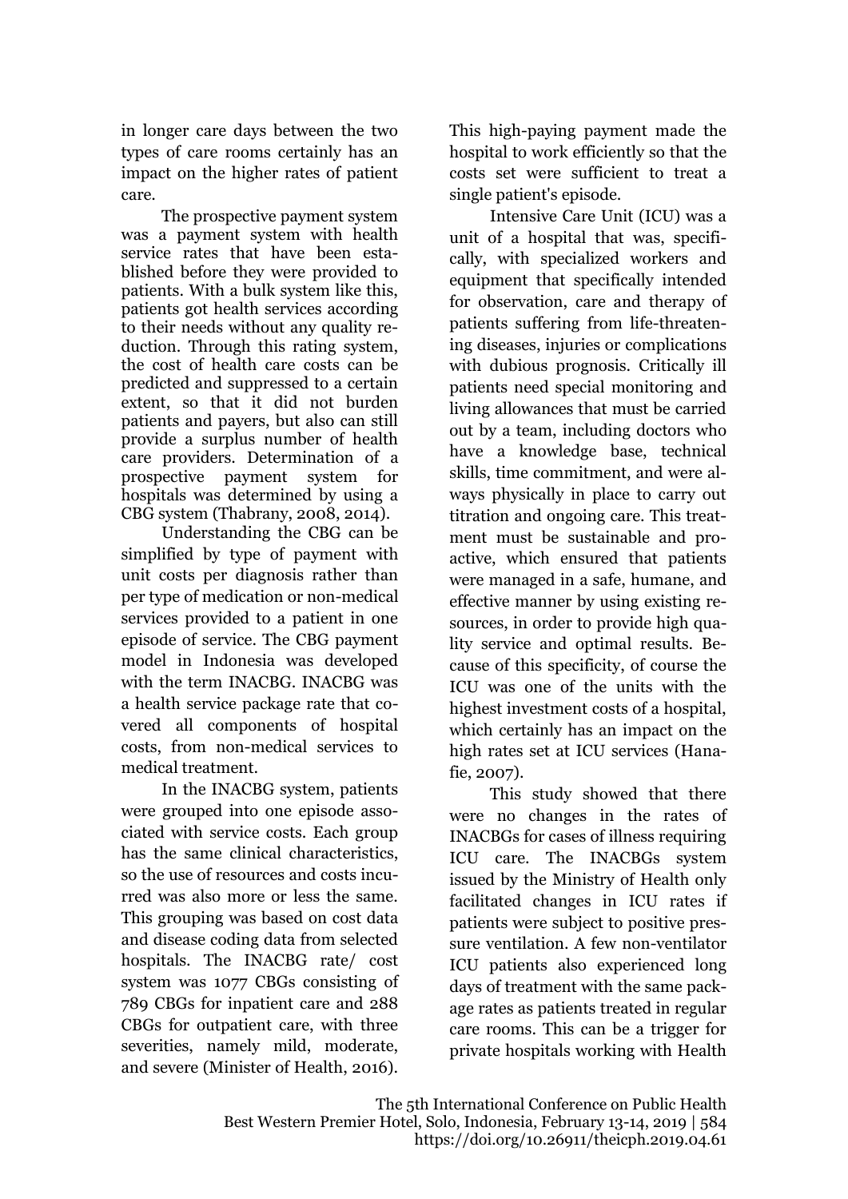in longer care days between the two types of care rooms certainly has an impact on the higher rates of patient care.

The prospective payment system was a payment system with health service rates that have been established before they were provided to patients. With a bulk system like this, patients got health services according to their needs without any quality reduction. Through this rating system, the cost of health care costs can be predicted and suppressed to a certain extent, so that it did not burden patients and payers, but also can still provide a surplus number of health care providers. Determination of a prospective payment system for hospitals was determined by using a CBG system (Thabrany, 2008, 2014).

Understanding the CBG can be simplified by type of payment with unit costs per diagnosis rather than per type of medication or non-medical services provided to a patient in one episode of service. The CBG payment model in Indonesia was developed with the term INACBG. INACBG was a health service package rate that covered all components of hospital costs, from non-medical services to medical treatment.

In the INACBG system, patients were grouped into one episode associated with service costs. Each group has the same clinical characteristics, so the use of resources and costs incurred was also more or less the same. This grouping was based on cost data and disease coding data from selected hospitals. The INACBG rate/ cost system was 1077 CBGs consisting of 789 CBGs for inpatient care and 288 CBGs for outpatient care, with three severities, namely mild, moderate, and severe (Minister of Health, 2016). This high-paying payment made the hospital to work efficiently so that the costs set were sufficient to treat a single patient's episode.

Intensive Care Unit (ICU) was a unit of a hospital that was, specifically, with specialized workers and equipment that specifically intended for observation, care and therapy of patients suffering from life-threatening diseases, injuries or complications with dubious prognosis. Critically ill patients need special monitoring and living allowances that must be carried out by a team, including doctors who have a knowledge base, technical skills, time commitment, and were always physically in place to carry out titration and ongoing care. This treatment must be sustainable and proactive, which ensured that patients were managed in a safe, humane, and effective manner by using existing resources, in order to provide high quality service and optimal results. Because of this specificity, of course the ICU was one of the units with the highest investment costs of a hospital, which certainly has an impact on the high rates set at ICU services (Hanafie, 2007).

This study showed that there were no changes in the rates of INACBGs for cases of illness requiring ICU care. The INACBGs system issued by the Ministry of Health only facilitated changes in ICU rates if patients were subject to positive pressure ventilation. A few non-ventilator ICU patients also experienced long days of treatment with the same package rates as patients treated in regular care rooms. This can be a trigger for private hospitals working with Health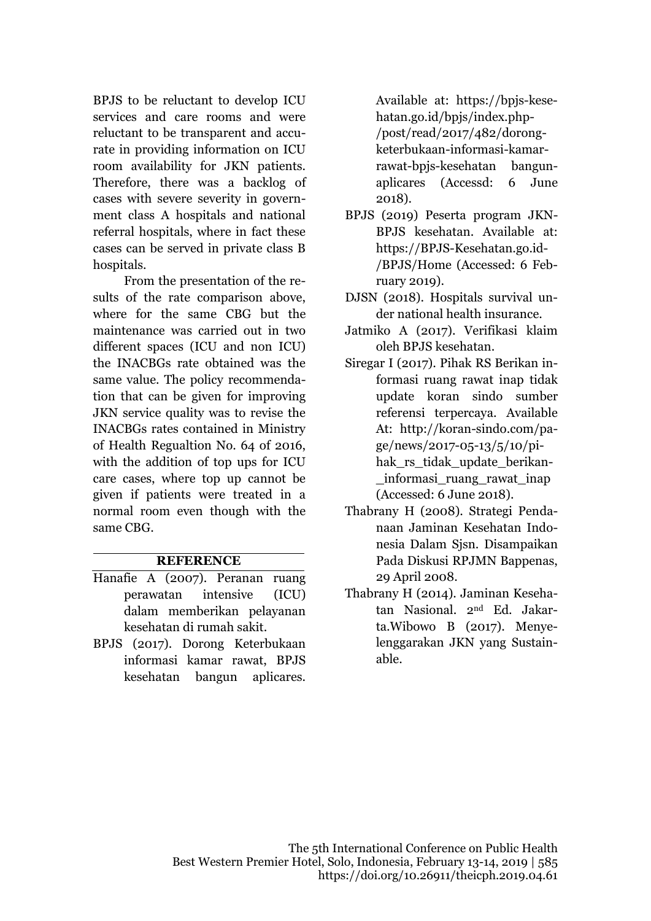BPJS to be reluctant to develop ICU services and care rooms and were reluctant to be transparent and accurate in providing information on ICU room availability for JKN patients. Therefore, there was a backlog of cases with severe severity in government class A hospitals and national referral hospitals, where in fact these cases can be served in private class B hospitals.

From the presentation of the results of the rate comparison above, where for the same CBG but the maintenance was carried out in two different spaces (ICU and non ICU) the INACBGs rate obtained was the same value. The policy recommendation that can be given for improving JKN service quality was to revise the INACBGs rates contained in Ministry of Health Regualtion No. 64 of 2016, with the addition of top ups for ICU care cases, where top up cannot be given if patients were treated in a normal room even though with the same CBG.

## REFERENCE

Hanafie A (2007). Peranan ruang perawatan intensive (ICU) dalam memberikan pelayanan kesehatan di rumah sakit.

BPJS (2017). Dorong Keterbukaan informasi kamar rawat, BPJS kesehatan bangun aplicares. Available at: https://bpjs-kesehatan.go.id/bpjs/index.php-/post/read/2017/482/dorong-keterbukaan-informasi-kamar-rawat-bpjs-kesehatan bangun-aplicares (Accessd: 6 June 2018).

BPJS (2019) Peserta program JKN-BPJS kesehatan. Available at: https://BPJS-Kesehatan.go.id-/BPJS/Home (Accessed: 6 February 2019).

DJSN (2018). Hospitals survival under national health insurance.

Jatmiko A (2017). Verifikasi klaim oleh BPJS kesehatan.

Siregar I (2017). Pihak RS Berikan informasi ruang rawat inap tidak update koran sindo sumber referensi terpercaya. Available At: http://koran-sindo.com/page/news/2017-05-13/5/10/pihak_rs_tidak_update_berikan-_informasi_ruang_rawat_inap (Accessed: 6 June 2018).

Thabrany H (2008). Strategi Pendanaan Jaminan Kesehatan Indonesia Dalam Sjsn. Disampaikan Pada Diskusi RPJMN Bappenas, 29 April 2008.

Thabrany H (2014). Jaminan Kesehatan Nasional. 2nd Ed. Jakarta.Wibowo B (2017). Menyelenggarakan JKN yang Sustainable.